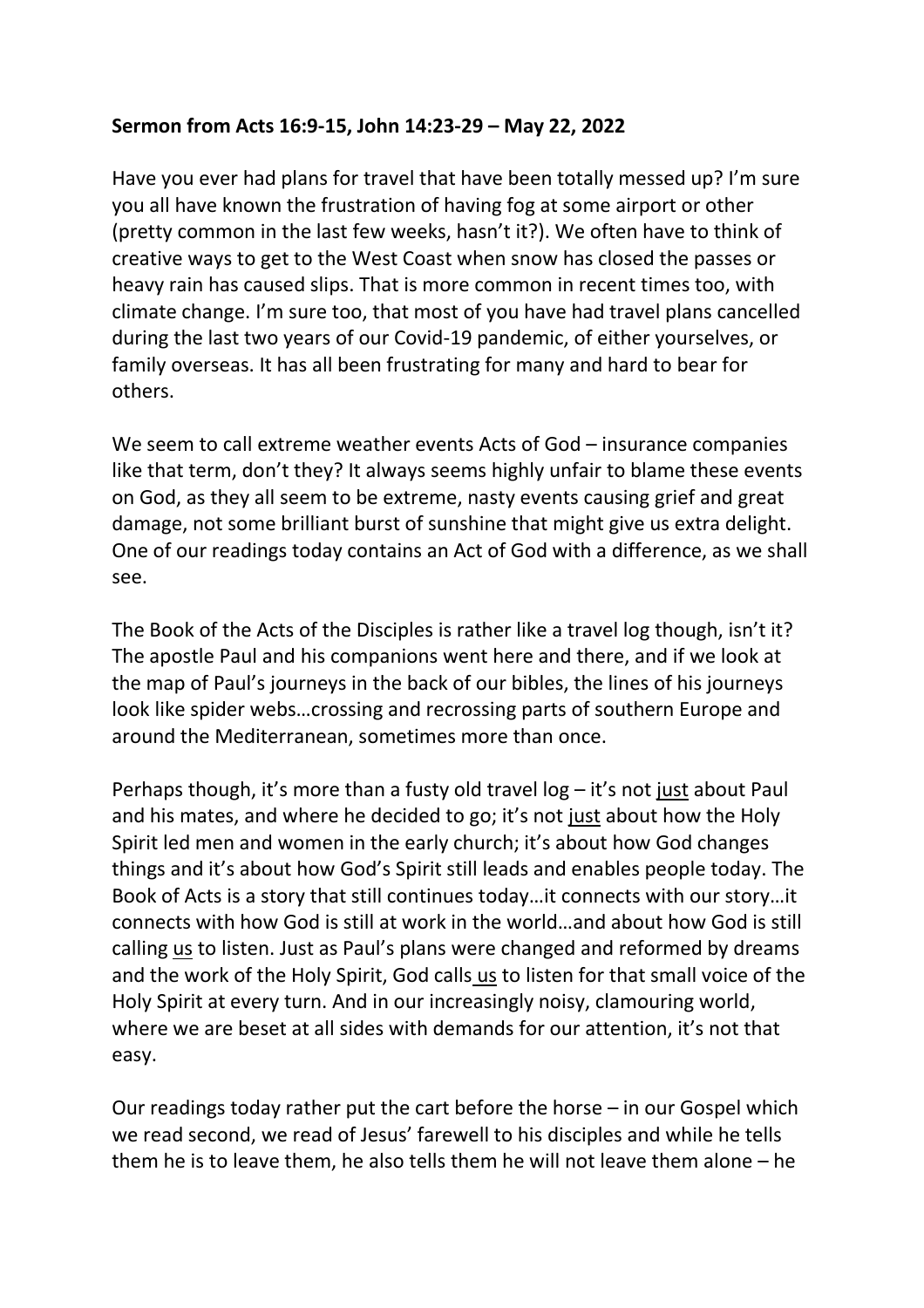**Sermon from Acts 16:9-15, John 14:23-29 – May 22, 2022**

Have you ever had plans for travel that have been totally messed up? I'm sure you all have known the frustration of having fog at some airport or other (pretty common in the last few weeks, hasn't it?). We often have to think of creative ways to get to the West Coast when snow has closed the passes or heavy rain has caused slips. That is more common in recent times too, with climate change. I'm sure too, that most of you have had travel plans cancelled during the last two years of our Covid-19 pandemic, of either yourselves, or family overseas. It has all been frustrating for many and hard to bear for others.

We seem to call extreme weather events Acts of God – insurance companies like that term, don't they? It always seems highly unfair to blame these events on God, as they all seem to be extreme, nasty events causing grief and great damage, not some brilliant burst of sunshine that might give us extra delight. One of our readings today contains an Act of God with a difference, as we shall see.

The Book of the Acts of the Disciples is rather like a travel log though, isn't it? The apostle Paul and his companions went here and there, and if we look at the map of Paul's journeys in the back of our bibles, the lines of his journeys look like spider webs…crossing and recrossing parts of southern Europe and around the Mediterranean, sometimes more than once.

Perhaps though, it's more than a fusty old travel log – it's not <u>just</u> about Paul and his mates, and where he decided to go; it's not <u>just</u> about how the Holy Spirit led men and women in the early church; it's about how God changes things and it's about how God's Spirit still leads and enables people today. The Book of Acts is a story that still continues today…it connects with our story…it connects with how God is still at work in the world…and about how God is still calling <u>us</u> to listen. Just as Paul's plans were changed and reformed by dreams and the work of the Holy Spirit, God calls <u>us</u> to listen for that small voice of the Holy Spirit at every turn. And in our increasingly noisy, clamouring world, where we are beset at all sides with demands for our attention, it's not that easy.

Our readings today rather put the cart before the horse – in our Gospel which we read second, we read of Jesus' farewell to his disciples and while he tells them he is to leave them, he also tells them he will not leave them alone – he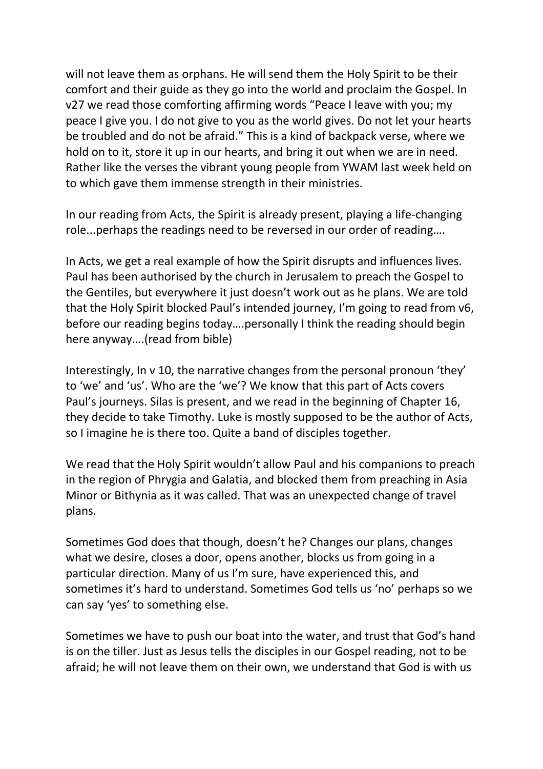will not leave them as orphans. He will send them the Holy Spirit to be their comfort and their guide as they go into the world and proclaim the Gospel. In v27 we read those comforting affirming words "Peace I leave with you; my peace I give you. I do not give to you as the world gives. Do not let your hearts be troubled and do not be afraid." This is a kind of backpack verse, where we hold on to it, store it up in our hearts, and bring it out when we are in need. Rather like the verses the vibrant young people from YWAM last week held on to which gave them immense strength in their ministries.

In our reading from Acts, the Spirit is already present, playing a life-changing role...perhaps the readings need to be reversed in our order of reading….

In Acts, we get a real example of how the Spirit disrupts and influences lives. Paul has been authorised by the church in Jerusalem to preach the Gospel to the Gentiles, but everywhere it just doesn't work out as he plans. We are told that the Holy Spirit blocked Paul's intended journey, I'm going to read from v6, before our reading begins today….personally I think the reading should begin here anyway….(read from bible)

Interestingly, In v 10, the narrative changes from the personal pronoun 'they' to 'we' and 'us'. Who are the 'we'? We know that this part of Acts covers Paul's journeys. Silas is present, and we read in the beginning of Chapter 16, they decide to take Timothy. Luke is mostly supposed to be the author of Acts, so I imagine he is there too. Quite a band of disciples together.

We read that the Holy Spirit wouldn't allow Paul and his companions to preach in the region of Phrygia and Galatia, and blocked them from preaching in Asia Minor or Bithynia as it was called. That was an unexpected change of travel plans.

Sometimes God does that though, doesn't he? Changes our plans, changes what we desire, closes a door, opens another, blocks us from going in a particular direction. Many of us I'm sure, have experienced this, and sometimes it's hard to understand. Sometimes God tells us 'no' perhaps so we can say 'yes' to something else.

Sometimes we have to push our boat into the water, and trust that God's hand is on the tiller. Just as Jesus tells the disciples in our Gospel reading, not to be afraid; he will not leave them on their own, we understand that God is with us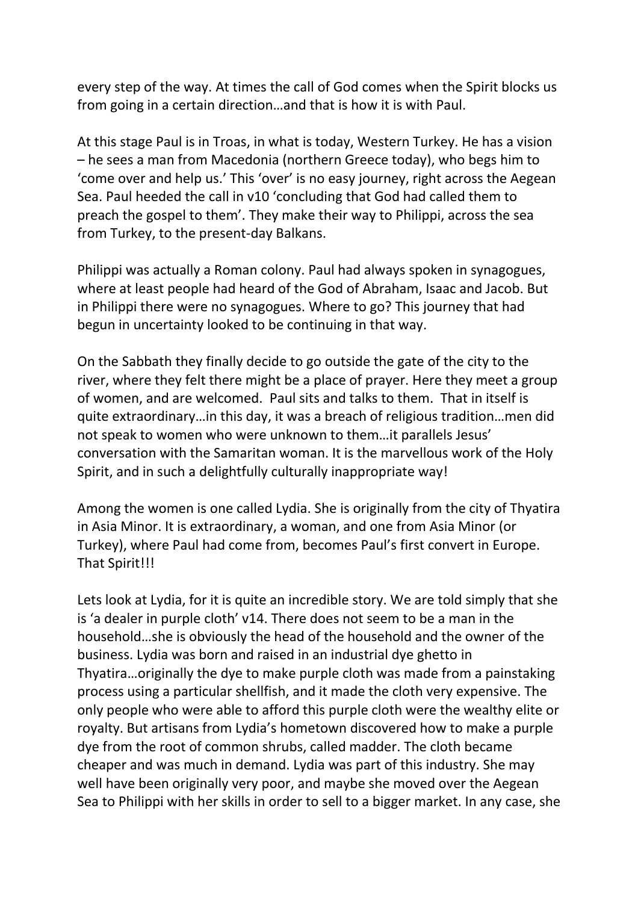every step of the way. At times the call of God comes when the Spirit blocks us from going in a certain direction…and that is how it is with Paul.

At this stage Paul is in Troas, in what is today, Western Turkey. He has a vision – he sees a man from Macedonia (northern Greece today), who begs him to 'come over and help us.' This 'over' is no easy journey, right across the Aegean Sea. Paul heeded the call in v10 'concluding that God had called them to preach the gospel to them'. They make their way to Philippi, across the sea from Turkey, to the present-day Balkans.

Philippi was actually a Roman colony. Paul had always spoken in synagogues, where at least people had heard of the God of Abraham, Isaac and Jacob. But in Philippi there were no synagogues. Where to go? This journey that had begun in uncertainty looked to be continuing in that way.

On the Sabbath they finally decide to go outside the gate of the city to the river, where they felt there might be a place of prayer. Here they meet a group of women, and are welcomed. Paul sits and talks to them. That in itself is quite extraordinary…in this day, it was a breach of religious tradition…men did not speak to women who were unknown to them…it parallels Jesus' conversation with the Samaritan woman. It is the marvellous work of the Holy Spirit, and in such a delightfully culturally inappropriate way!

Among the women is one called Lydia. She is originally from the city of Thyatira in Asia Minor. It is extraordinary, a woman, and one from Asia Minor (or Turkey), where Paul had come from, becomes Paul's first convert in Europe. That Spirit!!!

Lets look at Lydia, for it is quite an incredible story. We are told simply that she is 'a dealer in purple cloth' v14. There does not seem to be a man in the household…she is obviously the head of the household and the owner of the business. Lydia was born and raised in an industrial dye ghetto in Thyatira…originally the dye to make purple cloth was made from a painstaking process using a particular shellfish, and it made the cloth very expensive. The only people who were able to afford this purple cloth were the wealthy elite or royalty. But artisans from Lydia's hometown discovered how to make a purple dye from the root of common shrubs, called madder. The cloth became cheaper and was much in demand. Lydia was part of this industry. She may well have been originally very poor, and maybe she moved over the Aegean Sea to Philippi with her skills in order to sell to a bigger market. In any case, she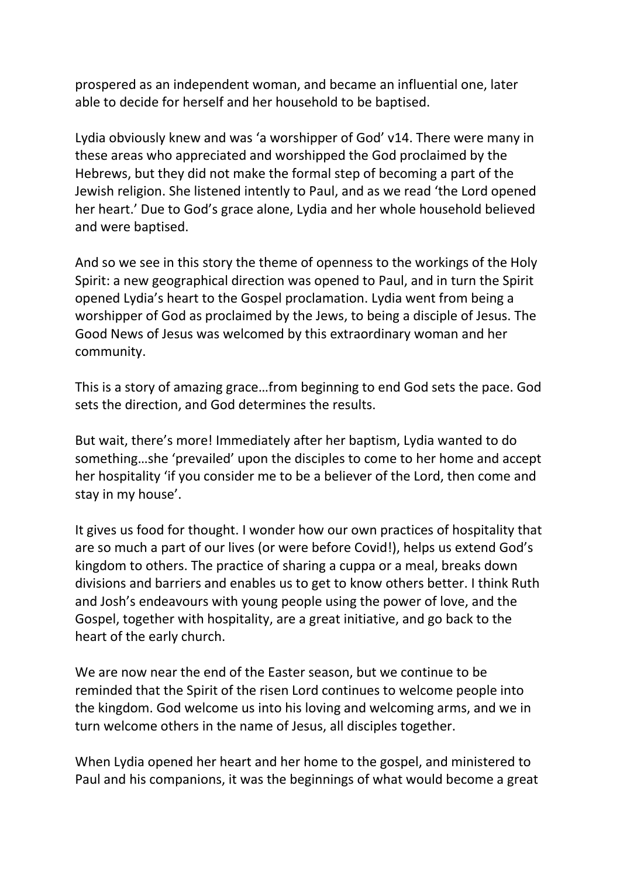prospered as an independent woman, and became an influential one, later able to decide for herself and her household to be baptised.

Lydia obviously knew and was 'a worshipper of God' v14. There were many in these areas who appreciated and worshipped the God proclaimed by the Hebrews, but they did not make the formal step of becoming a part of the Jewish religion. She listened intently to Paul, and as we read 'the Lord opened her heart.' Due to God's grace alone, Lydia and her whole household believed and were baptised.

And so we see in this story the theme of openness to the workings of the Holy Spirit: a new geographical direction was opened to Paul, and in turn the Spirit opened Lydia's heart to the Gospel proclamation. Lydia went from being a worshipper of God as proclaimed by the Jews, to being a disciple of Jesus. The Good News of Jesus was welcomed by this extraordinary woman and her community.

This is a story of amazing grace…from beginning to end God sets the pace. God sets the direction, and God determines the results.

But wait, there's more! Immediately after her baptism, Lydia wanted to do something…she 'prevailed' upon the disciples to come to her home and accept her hospitality 'if you consider me to be a believer of the Lord, then come and stay in my house'.

It gives us food for thought. I wonder how our own practices of hospitality that are so much a part of our lives (or were before Covid!), helps us extend God's kingdom to others. The practice of sharing a cuppa or a meal, breaks down divisions and barriers and enables us to get to know others better. I think Ruth and Josh's endeavours with young people using the power of love, and the Gospel, together with hospitality, are a great initiative, and go back to the heart of the early church.

We are now near the end of the Easter season, but we continue to be reminded that the Spirit of the risen Lord continues to welcome people into the kingdom. God welcome us into his loving and welcoming arms, and we in turn welcome others in the name of Jesus, all disciples together.

When Lydia opened her heart and her home to the gospel, and ministered to Paul and his companions, it was the beginnings of what would become a great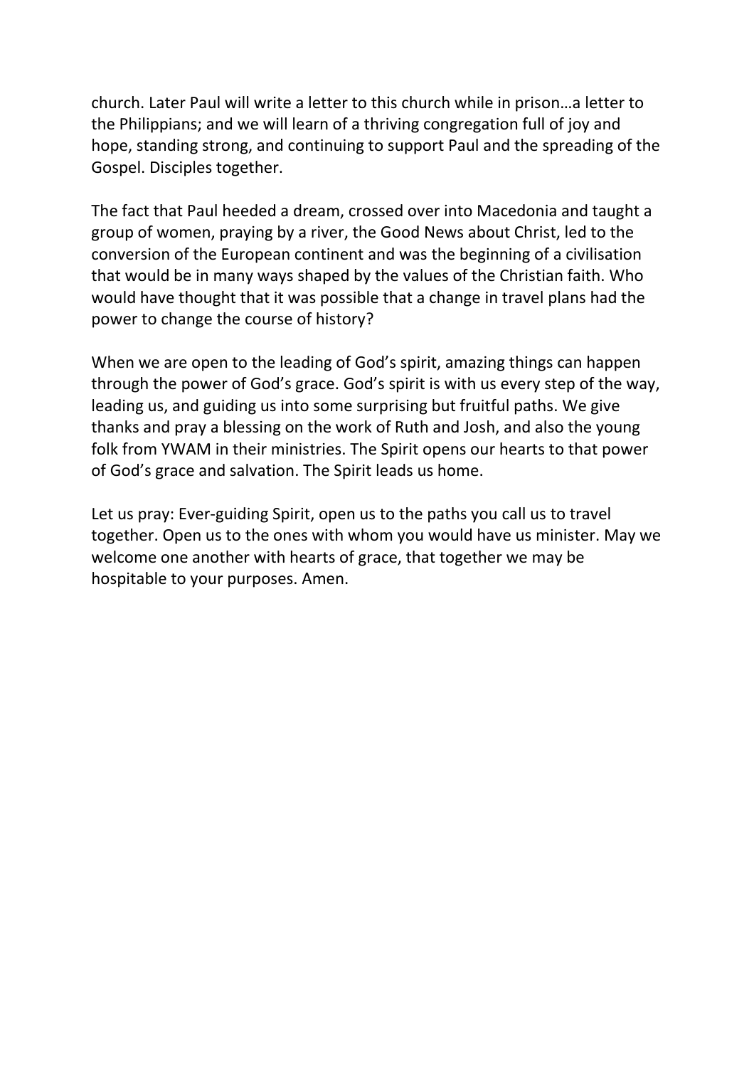church. Later Paul will write a letter to this church while in prison…a letter to the Philippians; and we will learn of a thriving congregation full of joy and hope, standing strong, and continuing to support Paul and the spreading of the Gospel. Disciples together.

The fact that Paul heeded a dream, crossed over into Macedonia and taught a group of women, praying by a river, the Good News about Christ, led to the conversion of the European continent and was the beginning of a civilisation that would be in many ways shaped by the values of the Christian faith. Who would have thought that it was possible that a change in travel plans had the power to change the course of history?

When we are open to the leading of God's spirit, amazing things can happen through the power of God's grace. God's spirit is with us every step of the way, leading us, and guiding us into some surprising but fruitful paths. We give thanks and pray a blessing on the work of Ruth and Josh, and also the young folk from YWAM in their ministries. The Spirit opens our hearts to that power of God's grace and salvation. The Spirit leads us home.

Let us pray: Ever-guiding Spirit, open us to the paths you call us to travel together. Open us to the ones with whom you would have us minister. May we welcome one another with hearts of grace, that together we may be hospitable to your purposes. Amen.